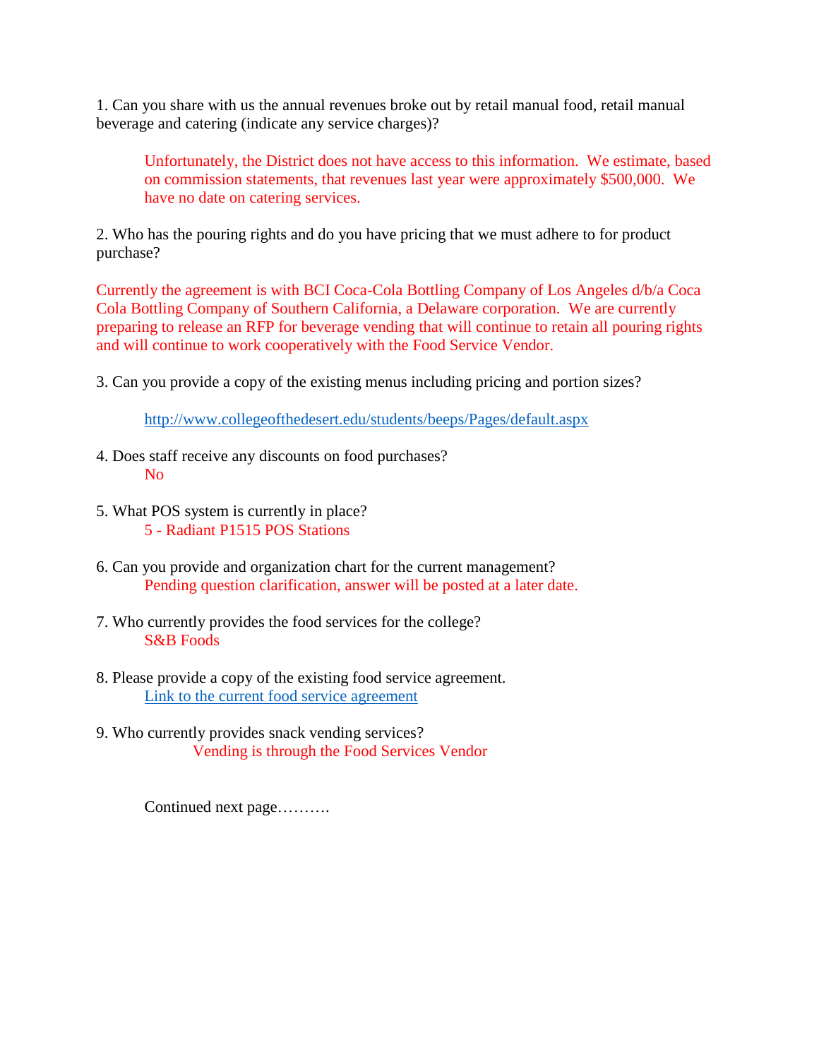1. Can you share with us the annual revenues broke out by retail manual food, retail manual beverage and catering (indicate any service charges)?

> Unfortunately, the District does not have access to this information. We estimate, based on commission statements, that revenues last year were approximately $500,000. We have no date on catering services.

2. Who has the pouring rights and do you have pricing that we must adhere to for product purchase?

Currently the agreement is with BCI Coca-Cola Bottling Company of Los Angeles d/b/a Coca Cola Bottling Company of Southern California, a Delaware corporation. We are currently preparing to release an RFP for beverage vending that will continue to retain all pouring rights and will continue to work cooperatively with the Food Service Vendor.

3. Can you provide a copy of the existing menus including pricing and portion sizes?

> http://www.collegeofthedesert.edu/students/beeps/Pages/default.aspx

4. Does staff receive any discounts on food purchases?

> No

5. What POS system is currently in place?

> 5 - Radiant P1515 POS Stations

6. Can you provide and organization chart for the current management?

> Pending question clarification, answer will be posted at a later date.

7. Who currently provides the food services for the college?

> S&B Foods

8. Please provide a copy of the existing food service agreement.

> Link to the current food service agreement

9. Who currently provides snack vending services?

> Vending is through the Food Services Vendor

Continued next page……….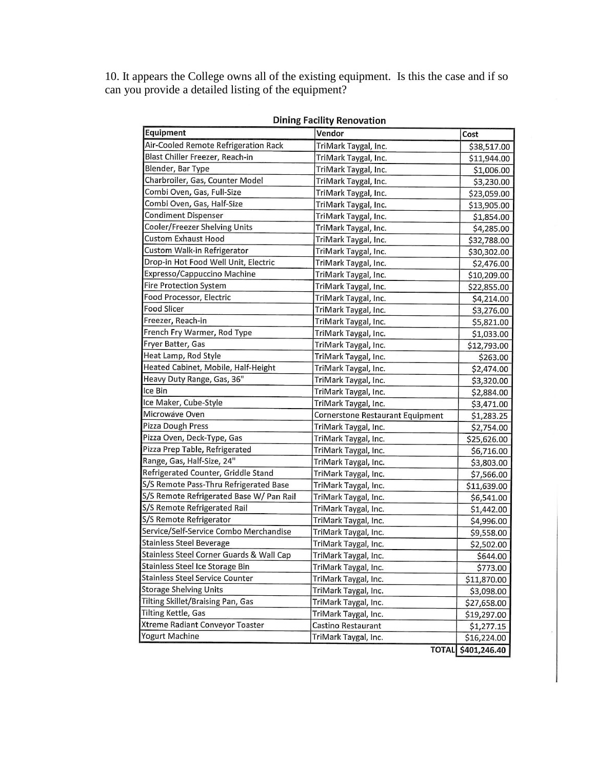10. It appears the College owns all of the existing equipment. Is this the case and if so can you provide a detailed listing of the equipment?

**Dining Facility Renovation**

| Equipment | Vendor | Cost |
|---|---|---|
| Air-Cooled Remote Refrigeration Rack | TriMark Taygal, Inc. | $38,517.00 |
| Blast Chiller Freezer, Reach-in | TriMark Taygal, Inc. | $11,944.00 |
| Blender, Bar Type | TriMark Taygal, Inc. | $1,006.00 |
| Charbroiler, Gas, Counter Model | TriMark Taygal, Inc. | $3,230.00 |
| Combi Oven, Gas, Full-Size | TriMark Taygal, Inc. | $23,059.00 |
| Combi Oven, Gas, Half-Size | TriMark Taygal, Inc. | $13,905.00 |
| Condiment Dispenser | TriMark Taygal, Inc. | $1,854.00 |
| Cooler/Freezer Shelving Units | TriMark Taygal, Inc. | $4,285.00 |
| Custom Exhaust Hood | TriMark Taygal, Inc. | $32,788.00 |
| Custom Walk-in Refrigerator | TriMark Taygal, Inc. | $30,302.00 |
| Drop-in Hot Food Well Unit, Electric | TriMark Taygal, Inc. | $2,476.00 |
| Expresso/Cappuccino Machine | TriMark Taygal, Inc. | $10,209.00 |
| Fire Protection System | TriMark Taygal, Inc. | $22,855.00 |
| Food Processor, Electric | TriMark Taygal, Inc. | $4,214.00 |
| Food Slicer | TriMark Taygal, Inc. | $3,276.00 |
| Freezer, Reach-in | TriMark Taygal, Inc. | $5,821.00 |
| French Fry Warmer, Rod Type | TriMark Taygal, Inc. | $1,033.00 |
| Fryer Batter, Gas | TriMark Taygal, Inc. | $12,793.00 |
| Heat Lamp, Rod Style | TriMark Taygal, Inc. | $263.00 |
| Heated Cabinet, Mobile, Half-Height | TriMark Taygal, Inc. | $2,474.00 |
| Heavy Duty Range, Gas, 36" | TriMark Taygal, Inc. | $3,320.00 |
| Ice Bin | TriMark Taygal, Inc. | $2,884.00 |
| Ice Maker, Cube-Style | TriMark Taygal, Inc. | $3,471.00 |
| Microwave Oven | Cornerstone Restaurant Equipment | $1,283.25 |
| Pizza Dough Press | TriMark Taygal, Inc. | $2,754.00 |
| Pizza Oven, Deck-Type, Gas | TriMark Taygal, Inc. | $25,626.00 |
| Pizza Prep Table, Refrigerated | TriMark Taygal, Inc. | $6,716.00 |
| Range, Gas, Half-Size, 24" | TriMark Taygal, Inc. | $3,803.00 |
| Refrigerated Counter, Griddle Stand | TriMark Taygal, Inc. | $7,566.00 |
| S/S Remote Pass-Thru Refrigerated Base | TriMark Taygal, Inc. | $11,639.00 |
| S/S Remote Refrigerated Base W/ Pan Rail | TriMark Taygal, Inc. | $6,541.00 |
| S/S Remote Refrigerated Rail | TriMark Taygal, Inc. | $1,442.00 |
| S/S Remote Refrigerator | TriMark Taygal, Inc. | $4,996.00 |
| Service/Self-Service Combo Merchandise | TriMark Taygal, Inc. | $9,558.00 |
| Stainless Steel Beverage | TriMark Taygal, Inc. | $2,502.00 |
| Stainless Steel Corner Guards & Wall Cap | TriMark Taygal, Inc. | $644.00 |
| Stainless Steel Ice Storage Bin | TriMark Taygal, Inc. | $773.00 |
| Stainless Steel Service Counter | TriMark Taygal, Inc. | $11,870.00 |
| Storage Shelving Units | TriMark Taygal, Inc. | $3,098.00 |
| Tilting Skillet/Braising Pan, Gas | TriMark Taygal, Inc. | $27,658.00 |
| Tilting Kettle, Gas | TriMark Taygal, Inc. | $19,297.00 |
| Xtreme Radiant Conveyor Toaster | Castino Restaurant | $1,277.15 |
| Yogurt Machine | TriMark Taygal, Inc. | $16,224.00 |
| | TOTAL | **$401,246.40** |